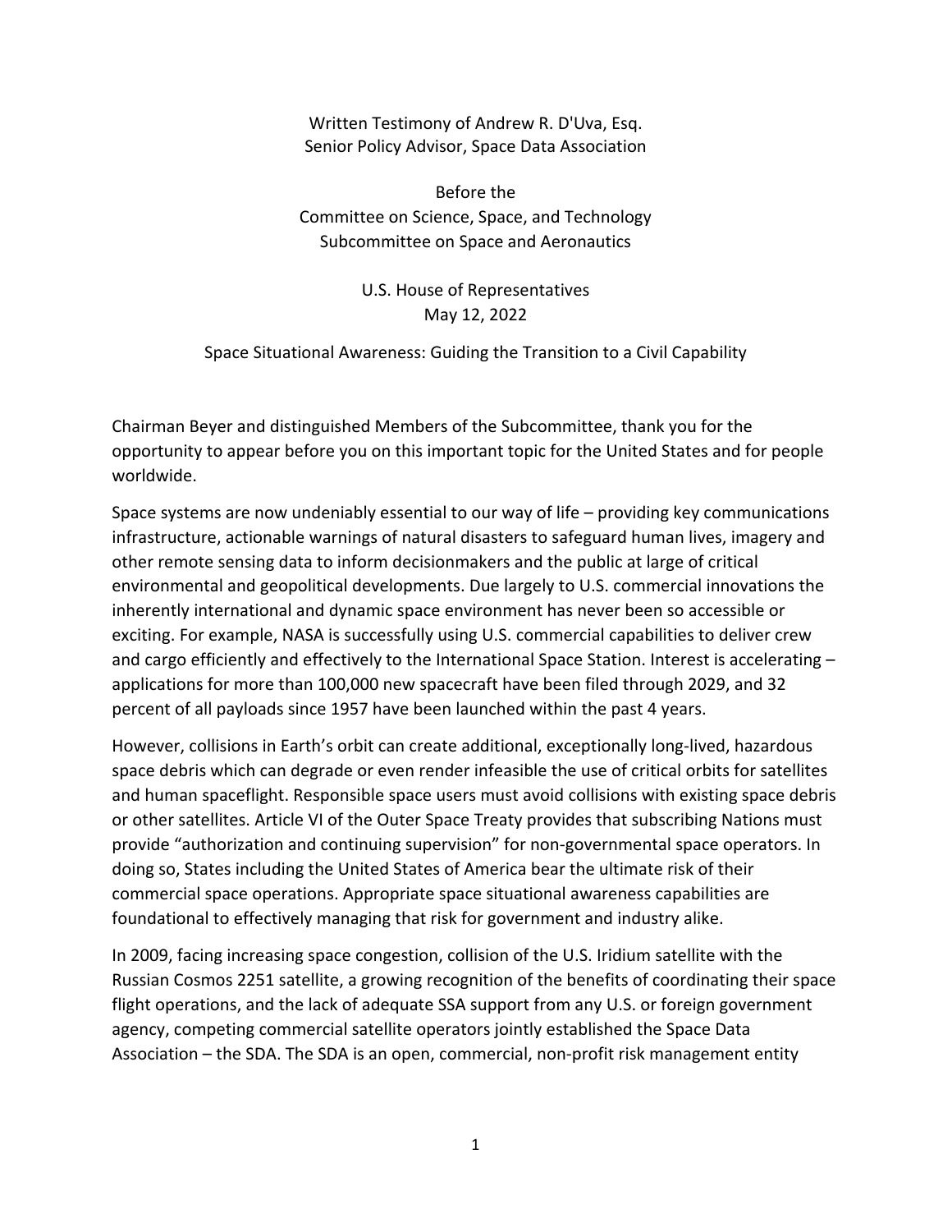Written Testimony of Andrew R. D'Uva, Esq.
Senior Policy Advisor, Space Data Association

Before the
Committee on Science, Space, and Technology
Subcommittee on Space and Aeronautics

U.S. House of Representatives
May 12, 2022

Space Situational Awareness: Guiding the Transition to a Civil Capability

Chairman Beyer and distinguished Members of the Subcommittee, thank you for the opportunity to appear before you on this important topic for the United States and for people worldwide.

Space systems are now undeniably essential to our way of life – providing key communications infrastructure, actionable warnings of natural disasters to safeguard human lives, imagery and other remote sensing data to inform decisionmakers and the public at large of critical environmental and geopolitical developments. Due largely to U.S. commercial innovations the inherently international and dynamic space environment has never been so accessible or exciting. For example, NASA is successfully using U.S. commercial capabilities to deliver crew and cargo efficiently and effectively to the International Space Station. Interest is accelerating – applications for more than 100,000 new spacecraft have been filed through 2029, and 32 percent of all payloads since 1957 have been launched within the past 4 years.

However, collisions in Earth's orbit can create additional, exceptionally long-lived, hazardous space debris which can degrade or even render infeasible the use of critical orbits for satellites and human spaceflight. Responsible space users must avoid collisions with existing space debris or other satellites. Article VI of the Outer Space Treaty provides that subscribing Nations must provide "authorization and continuing supervision" for non-governmental space operators. In doing so, States including the United States of America bear the ultimate risk of their commercial space operations. Appropriate space situational awareness capabilities are foundational to effectively managing that risk for government and industry alike.

In 2009, facing increasing space congestion, collision of the U.S. Iridium satellite with the Russian Cosmos 2251 satellite, a growing recognition of the benefits of coordinating their space flight operations, and the lack of adequate SSA support from any U.S. or foreign government agency, competing commercial satellite operators jointly established the Space Data Association – the SDA. The SDA is an open, commercial, non-profit risk management entity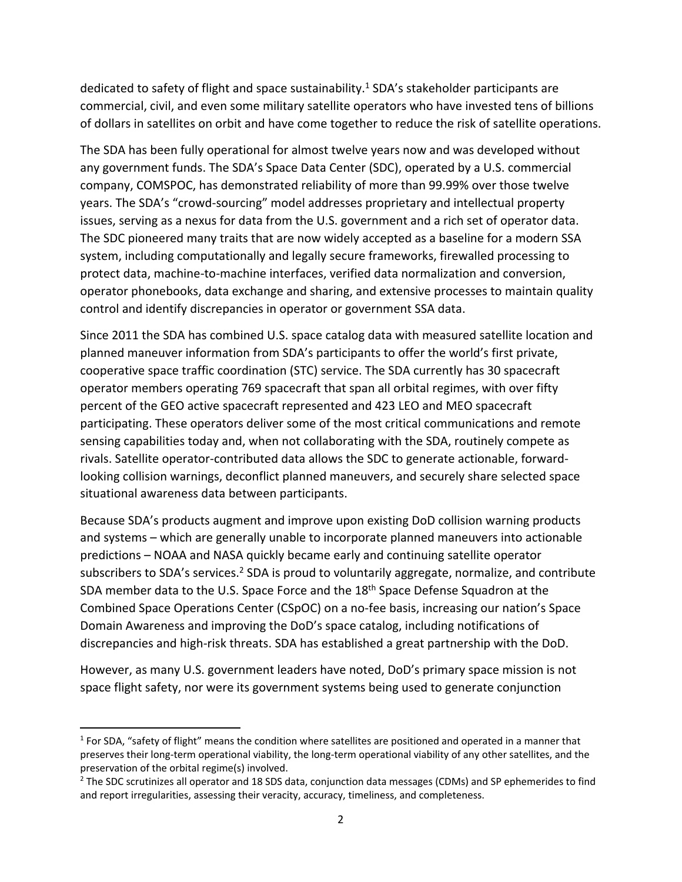dedicated to safety of flight and space sustainability.[1] SDA's stakeholder participants are commercial, civil, and even some military satellite operators who have invested tens of billions of dollars in satellites on orbit and have come together to reduce the risk of satellite operations.

The SDA has been fully operational for almost twelve years now and was developed without any government funds. The SDA's Space Data Center (SDC), operated by a U.S. commercial company, COMSPOC, has demonstrated reliability of more than 99.99% over those twelve years. The SDA's "crowd-sourcing" model addresses proprietary and intellectual property issues, serving as a nexus for data from the U.S. government and a rich set of operator data. The SDC pioneered many traits that are now widely accepted as a baseline for a modern SSA system, including computationally and legally secure frameworks, firewalled processing to protect data, machine-to-machine interfaces, verified data normalization and conversion, operator phonebooks, data exchange and sharing, and extensive processes to maintain quality control and identify discrepancies in operator or government SSA data.

Since 2011 the SDA has combined U.S. space catalog data with measured satellite location and planned maneuver information from SDA's participants to offer the world's first private, cooperative space traffic coordination (STC) service. The SDA currently has 30 spacecraft operator members operating 769 spacecraft that span all orbital regimes, with over fifty percent of the GEO active spacecraft represented and 423 LEO and MEO spacecraft participating. These operators deliver some of the most critical communications and remote sensing capabilities today and, when not collaborating with the SDA, routinely compete as rivals. Satellite operator-contributed data allows the SDC to generate actionable, forward-looking collision warnings, deconflict planned maneuvers, and securely share selected space situational awareness data between participants.

Because SDA's products augment and improve upon existing DoD collision warning products and systems – which are generally unable to incorporate planned maneuvers into actionable predictions – NOAA and NASA quickly became early and continuing satellite operator subscribers to SDA's services.[2] SDA is proud to voluntarily aggregate, normalize, and contribute SDA member data to the U.S. Space Force and the 18th Space Defense Squadron at the Combined Space Operations Center (CSpOC) on a no-fee basis, increasing our nation's Space Domain Awareness and improving the DoD's space catalog, including notifications of discrepancies and high-risk threats. SDA has established a great partnership with the DoD.

However, as many U.S. government leaders have noted, DoD's primary space mission is not space flight safety, nor were its government systems being used to generate conjunction

---

[1] For SDA, "safety of flight" means the condition where satellites are positioned and operated in a manner that preserves their long-term operational viability, the long-term operational viability of any other satellites, and the preservation of the orbital regime(s) involved.

[2] The SDC scrutinizes all operator and 18 SDS data, conjunction data messages (CDMs) and SP ephemerides to find and report irregularities, assessing their veracity, accuracy, timeliness, and completeness.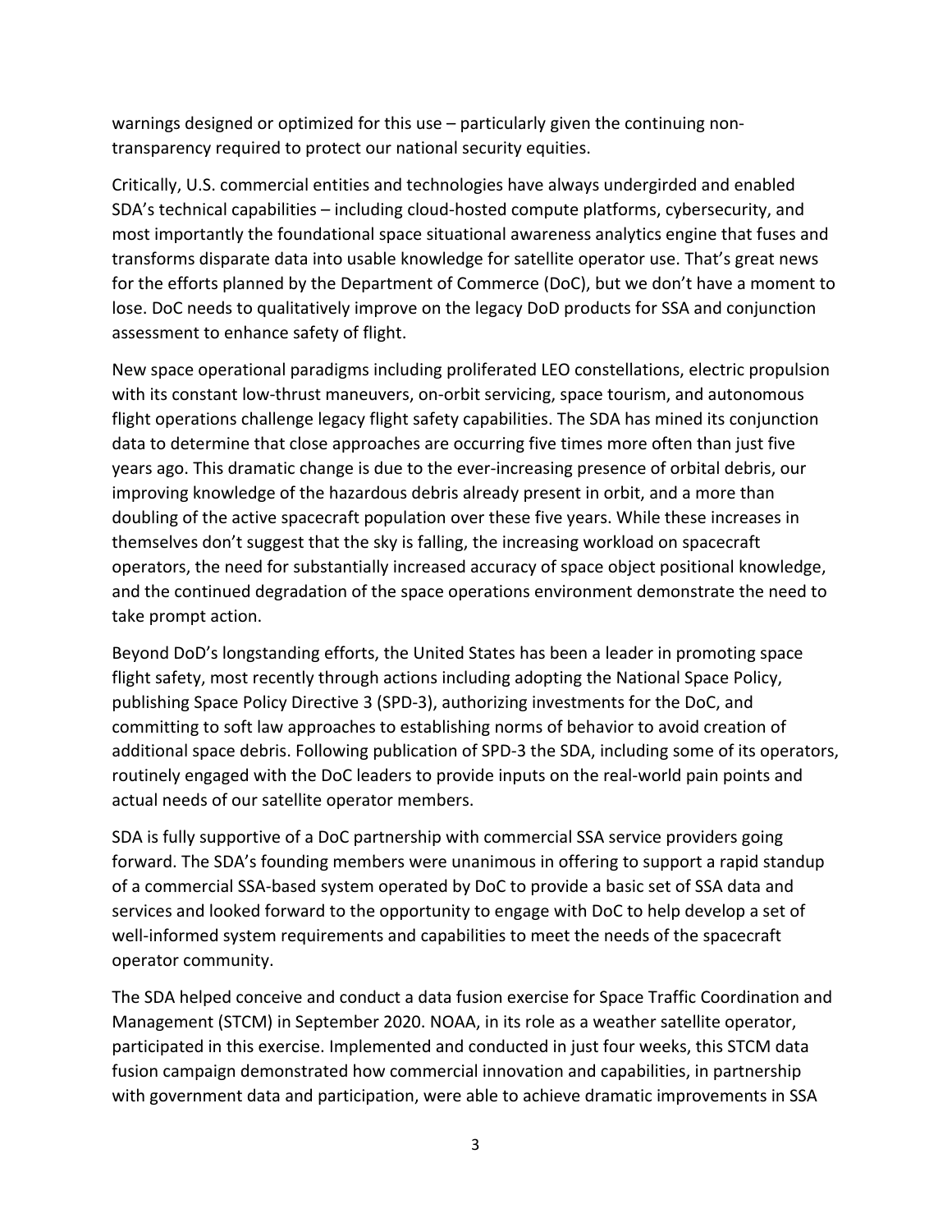warnings designed or optimized for this use – particularly given the continuing non-transparency required to protect our national security equities.

Critically, U.S. commercial entities and technologies have always undergirded and enabled SDA's technical capabilities – including cloud-hosted compute platforms, cybersecurity, and most importantly the foundational space situational awareness analytics engine that fuses and transforms disparate data into usable knowledge for satellite operator use. That's great news for the efforts planned by the Department of Commerce (DoC), but we don't have a moment to lose. DoC needs to qualitatively improve on the legacy DoD products for SSA and conjunction assessment to enhance safety of flight.

New space operational paradigms including proliferated LEO constellations, electric propulsion with its constant low-thrust maneuvers, on-orbit servicing, space tourism, and autonomous flight operations challenge legacy flight safety capabilities. The SDA has mined its conjunction data to determine that close approaches are occurring five times more often than just five years ago. This dramatic change is due to the ever-increasing presence of orbital debris, our improving knowledge of the hazardous debris already present in orbit, and a more than doubling of the active spacecraft population over these five years. While these increases in themselves don't suggest that the sky is falling, the increasing workload on spacecraft operators, the need for substantially increased accuracy of space object positional knowledge, and the continued degradation of the space operations environment demonstrate the need to take prompt action.

Beyond DoD's longstanding efforts, the United States has been a leader in promoting space flight safety, most recently through actions including adopting the National Space Policy, publishing Space Policy Directive 3 (SPD-3), authorizing investments for the DoC, and committing to soft law approaches to establishing norms of behavior to avoid creation of additional space debris. Following publication of SPD-3 the SDA, including some of its operators, routinely engaged with the DoC leaders to provide inputs on the real-world pain points and actual needs of our satellite operator members.

SDA is fully supportive of a DoC partnership with commercial SSA service providers going forward. The SDA's founding members were unanimous in offering to support a rapid standup of a commercial SSA-based system operated by DoC to provide a basic set of SSA data and services and looked forward to the opportunity to engage with DoC to help develop a set of well-informed system requirements and capabilities to meet the needs of the spacecraft operator community.

The SDA helped conceive and conduct a data fusion exercise for Space Traffic Coordination and Management (STCM) in September 2020. NOAA, in its role as a weather satellite operator, participated in this exercise. Implemented and conducted in just four weeks, this STCM data fusion campaign demonstrated how commercial innovation and capabilities, in partnership with government data and participation, were able to achieve dramatic improvements in SSA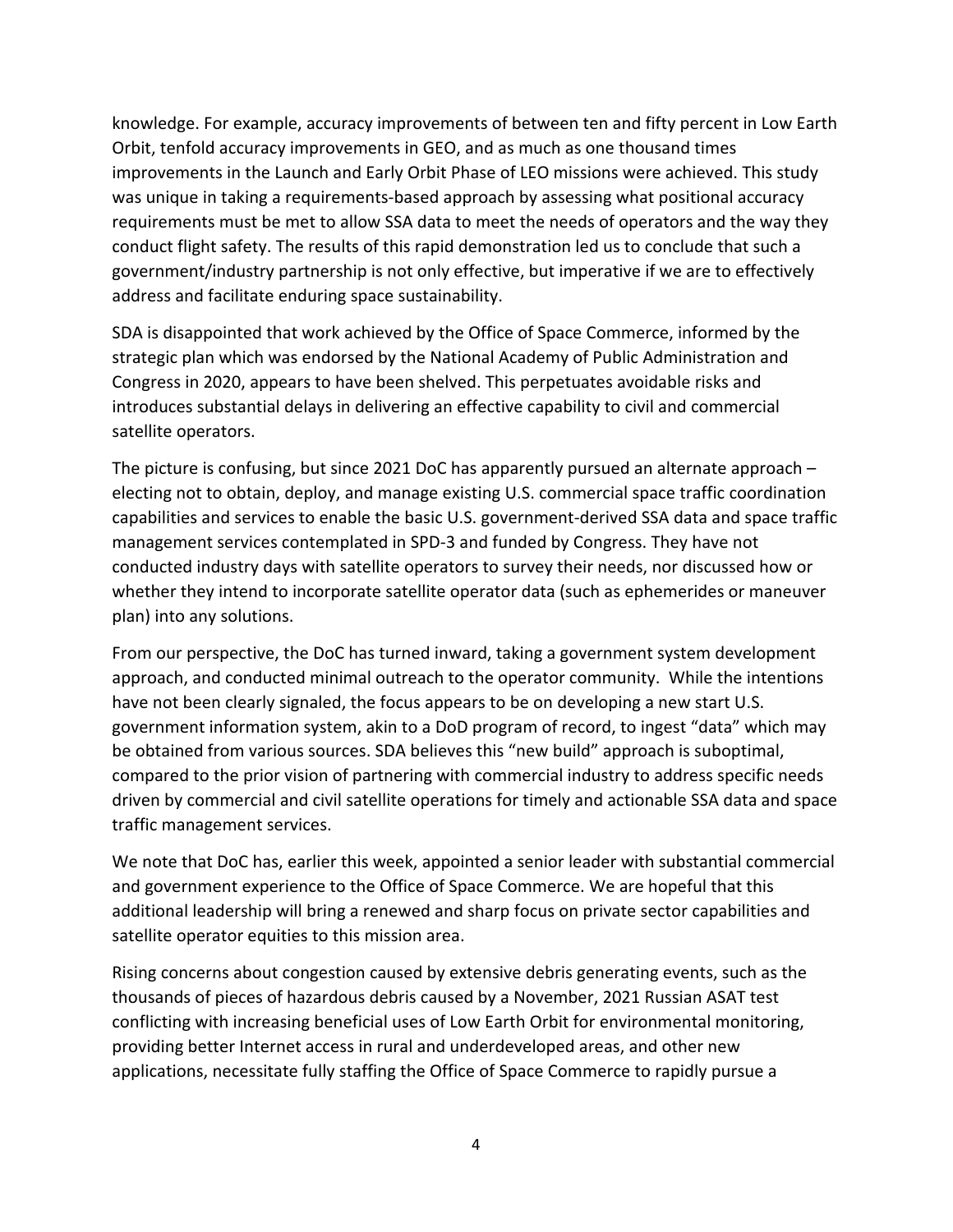knowledge. For example, accuracy improvements of between ten and fifty percent in Low Earth Orbit, tenfold accuracy improvements in GEO, and as much as one thousand times improvements in the Launch and Early Orbit Phase of LEO missions were achieved. This study was unique in taking a requirements-based approach by assessing what positional accuracy requirements must be met to allow SSA data to meet the needs of operators and the way they conduct flight safety. The results of this rapid demonstration led us to conclude that such a government/industry partnership is not only effective, but imperative if we are to effectively address and facilitate enduring space sustainability.

SDA is disappointed that work achieved by the Office of Space Commerce, informed by the strategic plan which was endorsed by the National Academy of Public Administration and Congress in 2020, appears to have been shelved. This perpetuates avoidable risks and introduces substantial delays in delivering an effective capability to civil and commercial satellite operators.

The picture is confusing, but since 2021 DoC has apparently pursued an alternate approach – electing not to obtain, deploy, and manage existing U.S. commercial space traffic coordination capabilities and services to enable the basic U.S. government-derived SSA data and space traffic management services contemplated in SPD-3 and funded by Congress. They have not conducted industry days with satellite operators to survey their needs, nor discussed how or whether they intend to incorporate satellite operator data (such as ephemerides or maneuver plan) into any solutions.

From our perspective, the DoC has turned inward, taking a government system development approach, and conducted minimal outreach to the operator community. While the intentions have not been clearly signaled, the focus appears to be on developing a new start U.S. government information system, akin to a DoD program of record, to ingest "data" which may be obtained from various sources. SDA believes this "new build" approach is suboptimal, compared to the prior vision of partnering with commercial industry to address specific needs driven by commercial and civil satellite operations for timely and actionable SSA data and space traffic management services.

We note that DoC has, earlier this week, appointed a senior leader with substantial commercial and government experience to the Office of Space Commerce. We are hopeful that this additional leadership will bring a renewed and sharp focus on private sector capabilities and satellite operator equities to this mission area.

Rising concerns about congestion caused by extensive debris generating events, such as the thousands of pieces of hazardous debris caused by a November, 2021 Russian ASAT test conflicting with increasing beneficial uses of Low Earth Orbit for environmental monitoring, providing better Internet access in rural and underdeveloped areas, and other new applications, necessitate fully staffing the Office of Space Commerce to rapidly pursue a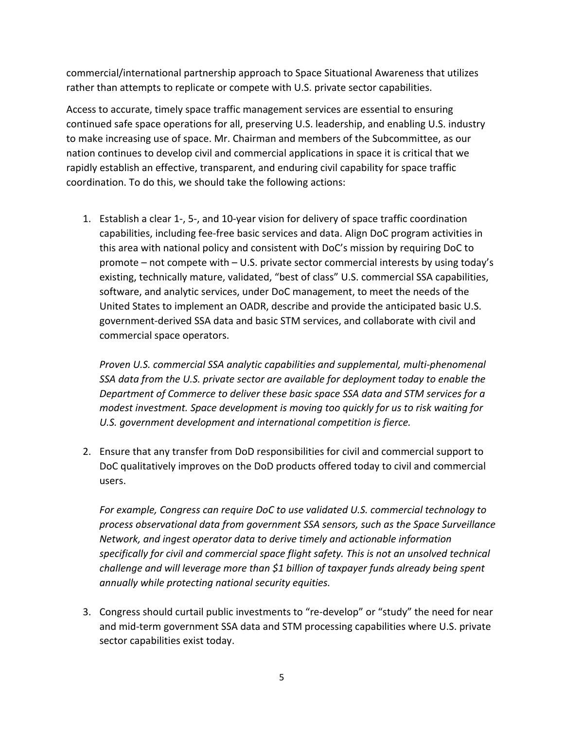commercial/international partnership approach to Space Situational Awareness that utilizes rather than attempts to replicate or compete with U.S. private sector capabilities.

Access to accurate, timely space traffic management services are essential to ensuring continued safe space operations for all, preserving U.S. leadership, and enabling U.S. industry to make increasing use of space. Mr. Chairman and members of the Subcommittee, as our nation continues to develop civil and commercial applications in space it is critical that we rapidly establish an effective, transparent, and enduring civil capability for space traffic coordination. To do this, we should take the following actions:

1. Establish a clear 1-, 5-, and 10-year vision for delivery of space traffic coordination capabilities, including fee-free basic services and data. Align DoC program activities in this area with national policy and consistent with DoC's mission by requiring DoC to promote – not compete with – U.S. private sector commercial interests by using today's existing, technically mature, validated, "best of class" U.S. commercial SSA capabilities, software, and analytic services, under DoC management, to meet the needs of the United States to implement an OADR, describe and provide the anticipated basic U.S. government-derived SSA data and basic STM services, and collaborate with civil and commercial space operators.

   *Proven U.S. commercial SSA analytic capabilities and supplemental, multi-phenomenal SSA data from the U.S. private sector are available for deployment today to enable the Department of Commerce to deliver these basic space SSA data and STM services for a modest investment. Space development is moving too quickly for us to risk waiting for U.S. government development and international competition is fierce.*

2. Ensure that any transfer from DoD responsibilities for civil and commercial support to DoC qualitatively improves on the DoD products offered today to civil and commercial users.

   *For example, Congress can require DoC to use validated U.S. commercial technology to process observational data from government SSA sensors, such as the Space Surveillance Network, and ingest operator data to derive timely and actionable information specifically for civil and commercial space flight safety. This is not an unsolved technical challenge and will leverage more than $1 billion of taxpayer funds already being spent annually while protecting national security equities.*

3. Congress should curtail public investments to "re-develop" or "study" the need for near and mid-term government SSA data and STM processing capabilities where U.S. private sector capabilities exist today.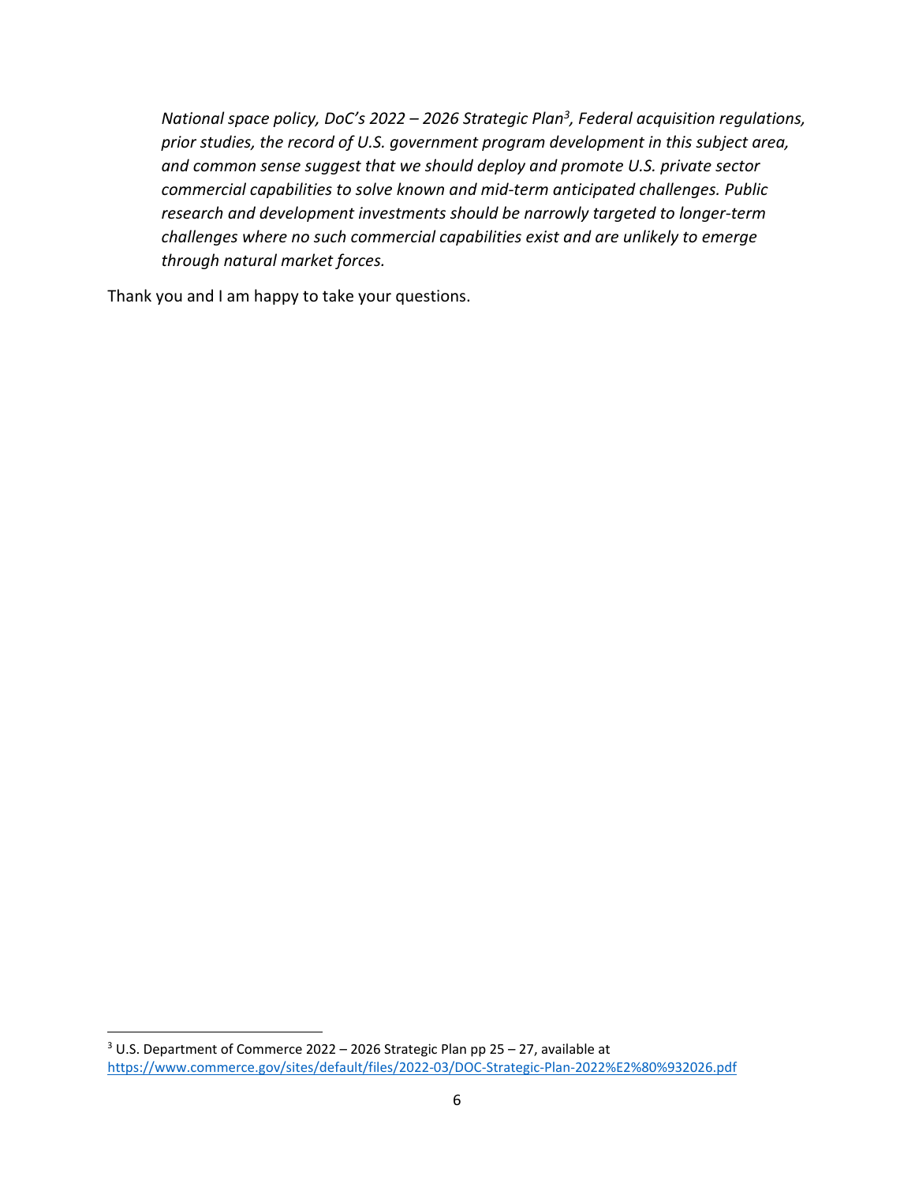*National space policy, DoC's 2022 – 2026 Strategic Plan[3], Federal acquisition regulations, prior studies, the record of U.S. government program development in this subject area, and common sense suggest that we should deploy and promote U.S. private sector commercial capabilities to solve known and mid-term anticipated challenges. Public research and development investments should be narrowly targeted to longer-term challenges where no such commercial capabilities exist and are unlikely to emerge through natural market forces.*

Thank you and I am happy to take your questions.

---

[3] U.S. Department of Commerce 2022 – 2026 Strategic Plan pp 25 – 27, available at https://www.commerce.gov/sites/default/files/2022-03/DOC-Strategic-Plan-2022%E2%80%932026.pdf